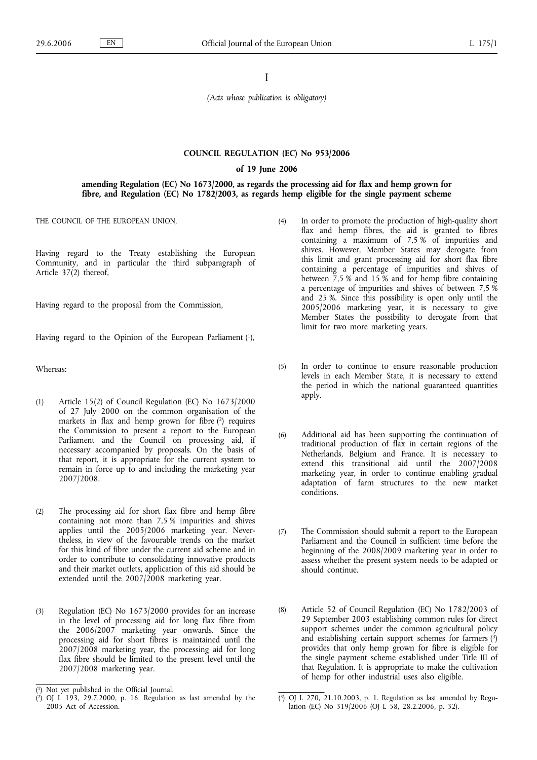I

*(Acts whose publication is obligatory)*

## COUNCIL REGULATION (EC) No 953/2006

### of 19 June 2006

### amending Regulation (EC) No 1673/2000, as regards the processing aid for flax and hemp grown for fibre, and Regulation (EC) No 1782/2003, as regards hemp eligible for the single payment scheme

THE COUNCIL OF THE EUROPEAN UNION,

Having regard to the Treaty establishing the European Community, and in particular the third subparagraph of Article 37(2) thereof,

Having regard to the proposal from the Commission,

Having regard to the Opinion of the European Parliament [1],

Whereas:

(1) Article 15(2) of Council Regulation (EC) No 1673/2000 of 27 July 2000 on the common organisation of the markets in flax and hemp grown for fibre [2] requires the Commission to present a report to the European Parliament and the Council on processing aid, if necessary accompanied by proposals. On the basis of that report, it is appropriate for the current system to remain in force up to and including the marketing year 2007/2008.

(2) The processing aid for short flax fibre and hemp fibre containing not more than 7,5 % impurities and shives applies until the 2005/2006 marketing year. Nevertheless, in view of the favourable trends on the market for this kind of fibre under the current aid scheme and in order to contribute to consolidating innovative products and their market outlets, application of this aid should be extended until the 2007/2008 marketing year.

(3) Regulation (EC) No 1673/2000 provides for an increase in the level of processing aid for long flax fibre from the 2006/2007 marketing year onwards. Since the processing aid for short fibres is maintained until the 2007/2008 marketing year, the processing aid for long flax fibre should be limited to the present level until the 2007/2008 marketing year.

(4) In order to promote the production of high-quality short flax and hemp fibres, the aid is granted to fibres containing a maximum of 7,5 % of impurities and shives. However, Member States may derogate from this limit and grant processing aid for short flax fibre containing a percentage of impurities and shives of between 7,5 % and 15 % and for hemp fibre containing a percentage of impurities and shives of between 7,5 % and 25 %. Since this possibility is open only until the 2005/2006 marketing year, it is necessary to give Member States the possibility to derogate from that limit for two more marketing years.

(5) In order to continue to ensure reasonable production levels in each Member State, it is necessary to extend the period in which the national guaranteed quantities apply.

(6) Additional aid has been supporting the continuation of traditional production of flax in certain regions of the Netherlands, Belgium and France. It is necessary to extend this transitional aid until the 2007/2008 marketing year, in order to continue enabling gradual adaptation of farm structures to the new market conditions.

(7) The Commission should submit a report to the European Parliament and the Council in sufficient time before the beginning of the 2008/2009 marketing year in order to assess whether the present system needs to be adapted or should continue.

(8) Article 52 of Council Regulation (EC) No 1782/2003 of 29 September 2003 establishing common rules for direct support schemes under the common agricultural policy and establishing certain support schemes for farmers [3] provides that only hemp grown for fibre is eligible for the single payment scheme established under Title III of that Regulation. It is appropriate to make the cultivation of hemp for other industrial uses also eligible.

---

[1] Not yet published in the Official Journal.

[2] OJ L 193, 29.7.2000, p. 16. Regulation as last amended by the 2005 Act of Accession.

[3] OJ L 270, 21.10.2003, p. 1. Regulation as last amended by Regulation (EC) No 319/2006 (OJ L 58, 28.2.2006, p. 32).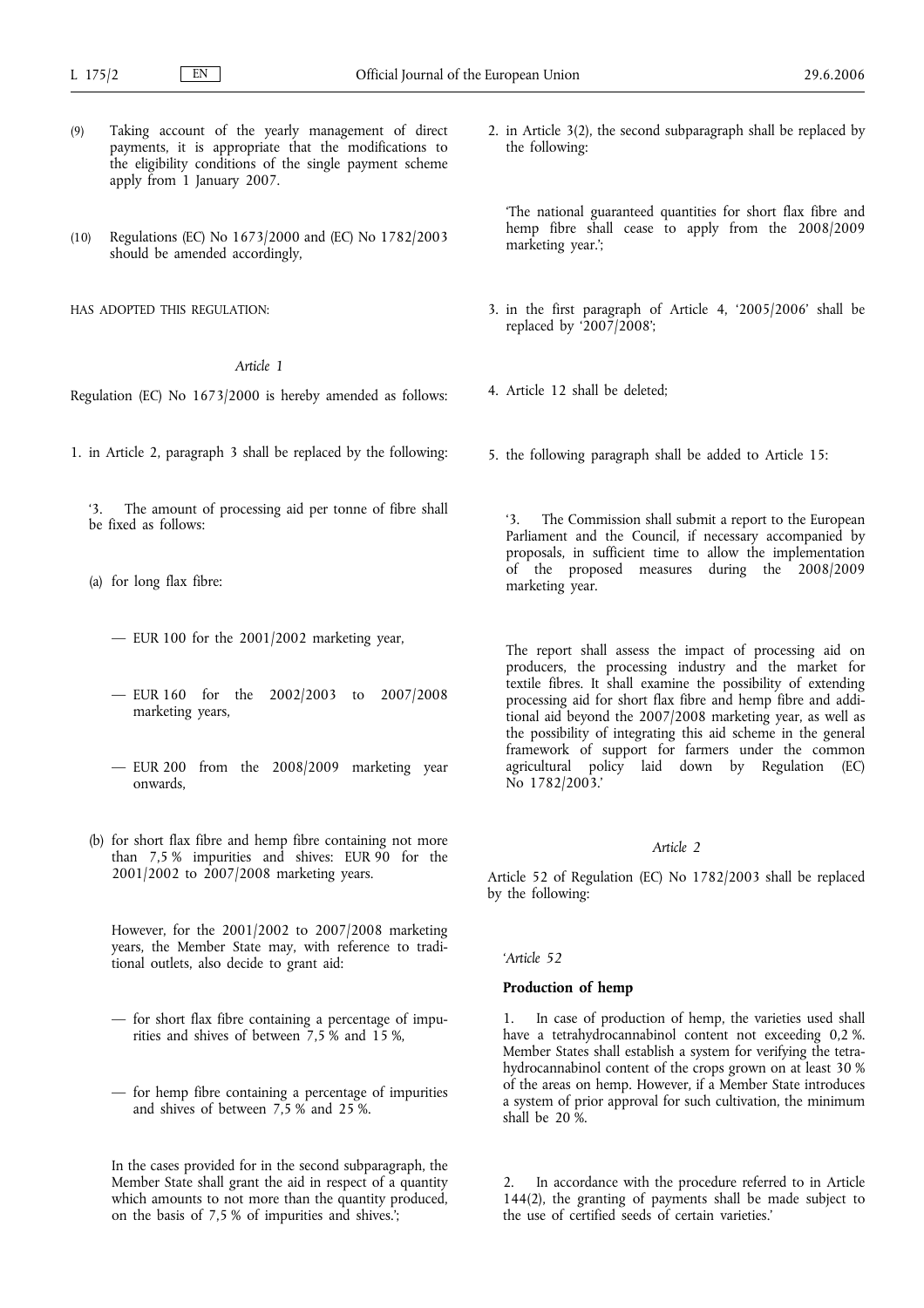(9) Taking account of the yearly management of direct payments, it is appropriate that the modifications to the eligibility conditions of the single payment scheme apply from 1 January 2007.

(10) Regulations (EC) No 1673/2000 and (EC) No 1782/2003 should be amended accordingly,

HAS ADOPTED THIS REGULATION:

*Article 1*

Regulation (EC) No 1673/2000 is hereby amended as follows:

1. in Article 2, paragraph 3 shall be replaced by the following:

   '3. The amount of processing aid per tonne of fibre shall be fixed as follows:

   (a) for long flax fibre:

   — EUR 100 for the 2001/2002 marketing year,

   — EUR 160 for the 2002/2003 to 2007/2008 marketing years,

   — EUR 200 from the 2008/2009 marketing year onwards,

   (b) for short flax fibre and hemp fibre containing not more than 7,5 % impurities and shives: EUR 90 for the 2001/2002 to 2007/2008 marketing years.

   However, for the 2001/2002 to 2007/2008 marketing years, the Member State may, with reference to traditional outlets, also decide to grant aid:

   — for short flax fibre containing a percentage of impurities and shives of between 7,5 % and 15 %,

   — for hemp fibre containing a percentage of impurities and shives of between 7,5 % and 25 %.

   In the cases provided for in the second subparagraph, the Member State shall grant the aid in respect of a quantity which amounts to not more than the quantity produced, on the basis of 7,5 % of impurities and shives.';

2. in Article 3(2), the second subparagraph shall be replaced by the following:

   'The national guaranteed quantities for short flax fibre and hemp fibre shall cease to apply from the 2008/2009 marketing year.';

3. in the first paragraph of Article 4, '2005/2006' shall be replaced by '2007/2008';

4. Article 12 shall be deleted;

5. the following paragraph shall be added to Article 15:

   '3. The Commission shall submit a report to the European Parliament and the Council, if necessary accompanied by proposals, in sufficient time to allow the implementation of the proposed measures during the 2008/2009 marketing year.

   The report shall assess the impact of processing aid on producers, the processing industry and the market for textile fibres. It shall examine the possibility of extending processing aid for short flax fibre and hemp fibre and additional aid beyond the 2007/2008 marketing year, as well as the possibility of integrating this aid scheme in the general framework of support for farmers under the common agricultural policy laid down by Regulation (EC) No 1782/2003.'

*Article 2*

Article 52 of Regulation (EC) No 1782/2003 shall be replaced by the following:

*'Article 52*

**Production of hemp**

1. In case of production of hemp, the varieties used shall have a tetrahydrocannabinol content not exceeding 0,2 %. Member States shall establish a system for verifying the tetrahydrocannabinol content of the crops grown on at least 30 % of the areas on hemp. However, if a Member State introduces a system of prior approval for such cultivation, the minimum shall be 20 %.

2. In accordance with the procedure referred to in Article 144(2), the granting of payments shall be made subject to the use of certified seeds of certain varieties.'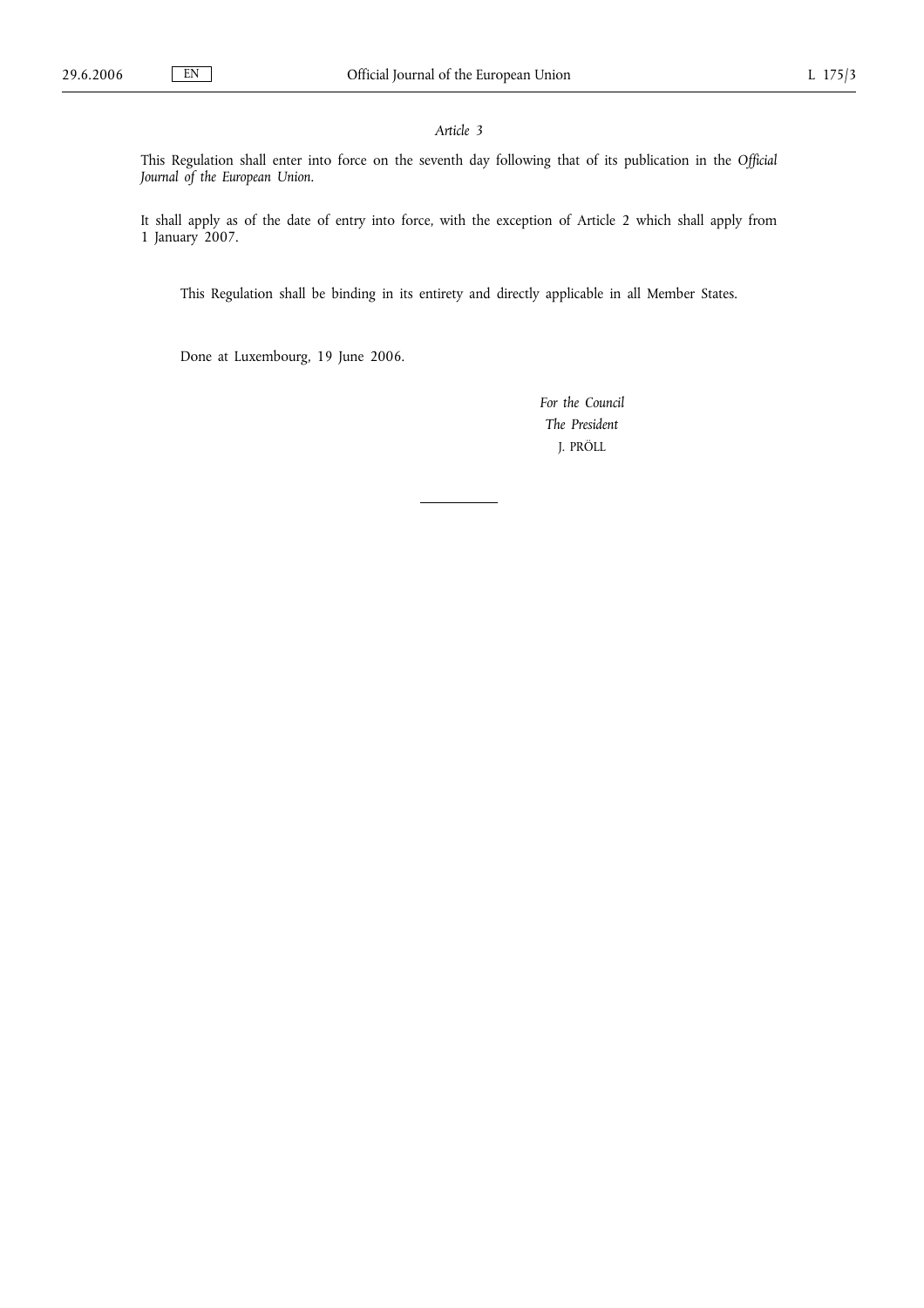*Article 3*

This Regulation shall enter into force on the seventh day following that of its publication in the *Official Journal of the European Union*.

It shall apply as of the date of entry into force, with the exception of Article 2 which shall apply from 1 January 2007.

This Regulation shall be binding in its entirety and directly applicable in all Member States.

Done at Luxembourg, 19 June 2006.

*For the Council*

*The President*

J. PRÖLL